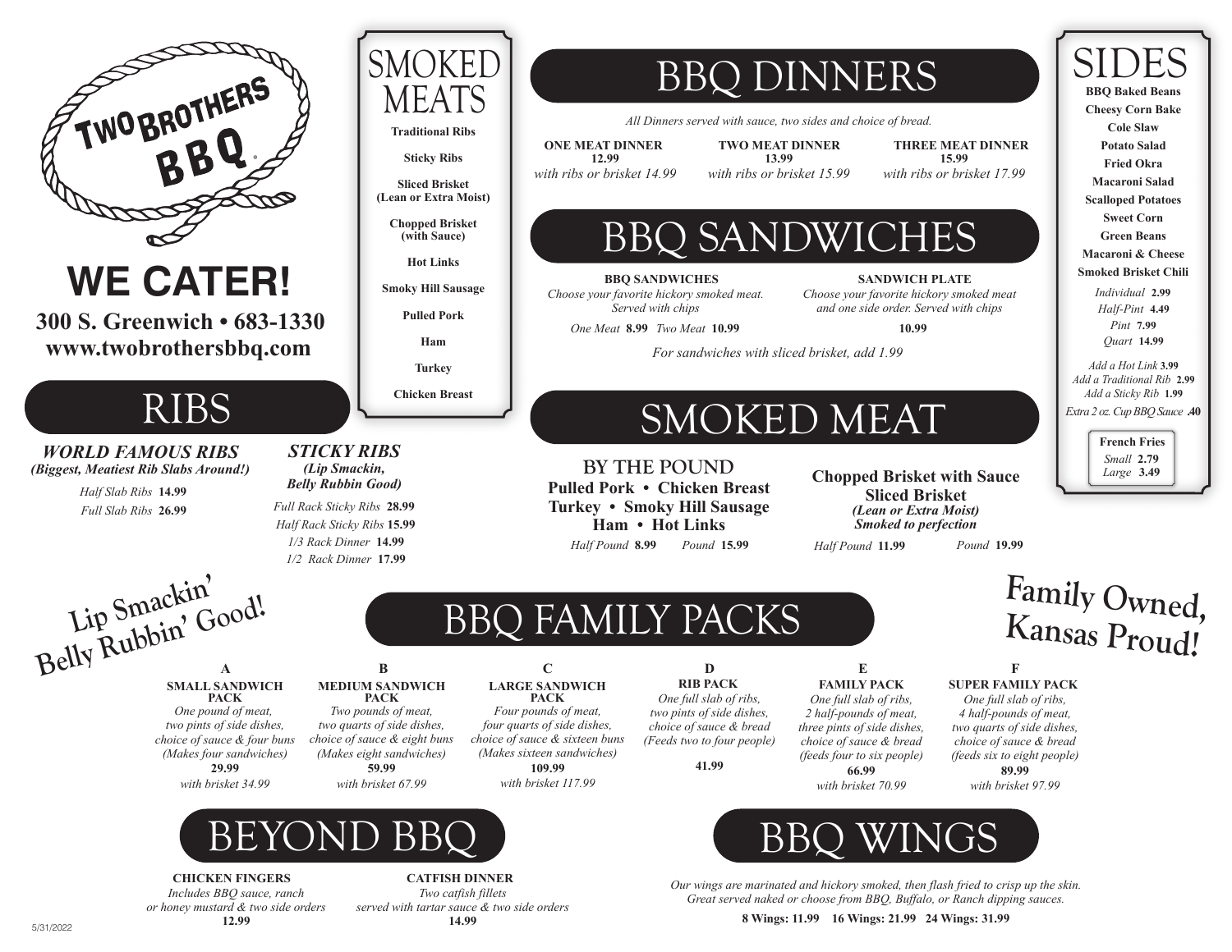# TWO BROTHERS BBQ®

## WE CATER!

**300 S. Greenwich • 683-1330**
**www.twobrothersbbq.com**

## RIBS

***WORLD FAMOUS RIBS***
***(Biggest, Meatiest Rib Slabs Around!)***

*Half Slab Ribs* **14.99**
*Full Slab Ribs* **26.99**

***STICKY RIBS***
***(Lip Smackin, Belly Rubbin Good)***

*Full Rack Sticky Ribs* **28.99**
*Half Rack Sticky Ribs* **15.99**
*1/3 Rack Dinner* **14.99**
*1/2 Rack Dinner* **17.99**

Lip Smackin' Belly Rubbin' Good!

## SMOKED MEATS

**Traditional Ribs**
**Sticky Ribs**
**Sliced Brisket (Lean or Extra Moist)**
**Chopped Brisket (with Sauce)**
**Hot Links**
**Smoky Hill Sausage**
**Pulled Pork**
**Ham**
**Turkey**
**Chicken Breast**

## BBQ DINNERS

*All Dinners served with sauce, two sides and choice of bread.*

**ONE MEAT DINNER**
**12.99**
*with ribs or brisket 14.99*

**TWO MEAT DINNER**
**13.99**
*with ribs or brisket 15.99*

**THREE MEAT DINNER**
**15.99**
*with ribs or brisket 17.99*

## BBQ SANDWICHES

**BBQ SANDWICHES**
*Choose your favorite hickory smoked meat. Served with chips*
*One Meat* **8.99** *Two Meat* **10.99**

**SANDWICH PLATE**
*Choose your favorite hickory smoked meat and one side order. Served with chips*
**10.99**

*For sandwiches with sliced brisket, add 1.99*

## SMOKED MEAT

BY THE POUND
**Pulled Pork • Chicken Breast**
**Turkey • Smoky Hill Sausage**
**Ham • Hot Links**
*Half Pound* **8.99** *Pound* **15.99**

**Chopped Brisket with Sauce**
**Sliced Brisket**
***(Lean or Extra Moist)***
***Smoked to perfection***
*Half Pound* **11.99** *Pound* **19.99**

## SIDES

**BBQ Baked Beans**
**Cheesy Corn Bake**
**Cole Slaw**
**Potato Salad**
**Fried Okra**
**Macaroni Salad**
**Scalloped Potatoes**
**Sweet Corn**
**Green Beans**
**Macaroni & Cheese**
**Smoked Brisket Chili**

*Individual* **2.99**
*Half-Pint* **4.49**
*Pint* **7.99**
*Quart* **14.99**

*Add a Hot Link* **3.99**
*Add a Traditional Rib* **2.99**
*Add a Sticky Rib* **1.99**
*Extra 2 oz. Cup BBQ Sauce* **.40**

**French Fries**
*Small* **2.79**
*Large* **3.49**

Family Owned, Kansas Proud!

## BBQ FAMILY PACKS

**A**
**SMALL SANDWICH PACK**
*One pound of meat, two pints of side dishes, choice of sauce & four buns (Makes four sandwiches)*
**29.99**
*with brisket 34.99*

**B**
**MEDIUM SANDWICH PACK**
*Two pounds of meat, two quarts of side dishes, choice of sauce & eight buns (Makes eight sandwiches)*
**59.99**
*with brisket 67.99*

**C**
**LARGE SANDWICH PACK**
*Four pounds of meat, four quarts of side dishes, choice of sauce & sixteen buns (Makes sixteen sandwiches)*
**109.99**
*with brisket 117.99*

**D**
**RIB PACK**
*One full slab of ribs, two pints of side dishes, choice of sauce & bread (Feeds two to four people)*
**41.99**

**E**
**FAMILY PACK**
*One full slab of ribs, 2 half-pounds of meat, three pints of side dishes, choice of sauce & bread (feeds four to six people)*
**66.99**
*with brisket 70.99*

**F**
**SUPER FAMILY PACK**
*One full slab of ribs, 4 half-pounds of meat, two quarts of side dishes, choice of sauce & bread (feeds six to eight people)*
**89.99**
*with brisket 97.99*

## BEYOND BBQ

**CHICKEN FINGERS**
*Includes BBQ sauce, ranch or honey mustard & two side orders*
**12.99**

**CATFISH DINNER**
*Two catfish fillets served with tartar sauce & two side orders*
**14.99**

## BBQ WINGS

*Our wings are marinated and hickory smoked, then flash fried to crisp up the skin. Great served naked or choose from BBQ, Buffalo, or Ranch dipping sauces.*

**8 Wings: 11.99   16 Wings: 21.99   24 Wings: 31.99**

5/31/2022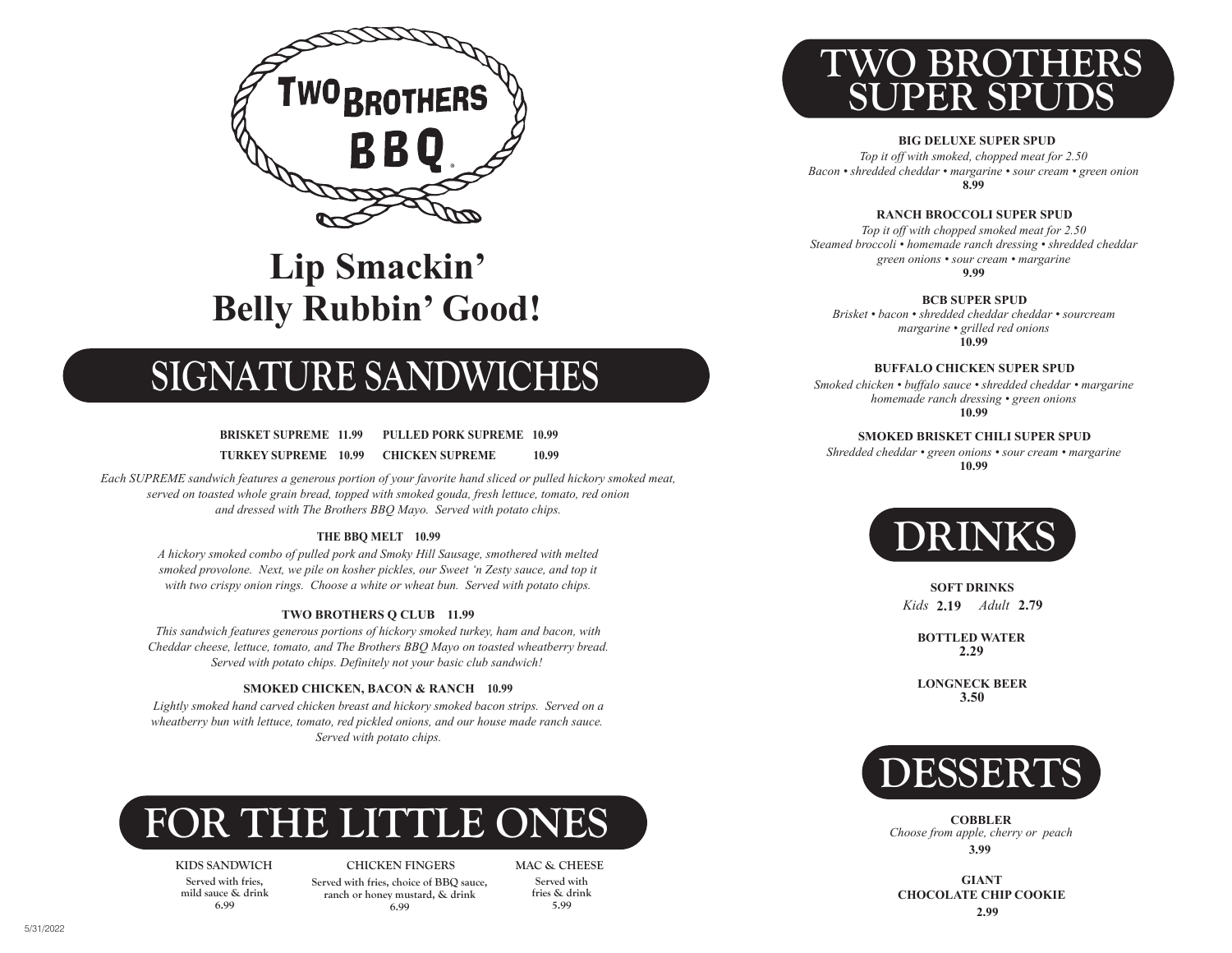# TWO BROTHERS BBQ®

## Lip Smackin' Belly Rubbin' Good!

# SIGNATURE SANDWICHES

**BRISKET SUPREME 11.99** **PULLED PORK SUPREME 10.99**

**TURKEY SUPREME 10.99** **CHICKEN SUPREME 10.99**

*Each SUPREME sandwich features a generous portion of your favorite hand sliced or pulled hickory smoked meat, served on toasted whole grain bread, topped with smoked gouda, fresh lettuce, tomato, red onion and dressed with The Brothers BBQ Mayo. Served with potato chips.*

**THE BBQ MELT 10.99**

*A hickory smoked combo of pulled pork and Smoky Hill Sausage, smothered with melted smoked provolone. Next, we pile on kosher pickles, our Sweet 'n Zesty sauce, and top it with two crispy onion rings. Choose a white or wheat bun. Served with potato chips.*

**TWO BROTHERS Q CLUB 11.99**

*This sandwich features generous portions of hickory smoked turkey, ham and bacon, with Cheddar cheese, lettuce, tomato, and The Brothers BBQ Mayo on toasted wheatberry bread. Served with potato chips. Definitely not your basic club sandwich!*

**SMOKED CHICKEN, BACON & RANCH 10.99**

*Lightly smoked hand carved chicken breast and hickory smoked bacon strips. Served on a wheatberry bun with lettuce, tomato, red pickled onions, and our house made ranch sauce. Served with potato chips.*

# FOR THE LITTLE ONES

**KIDS SANDWICH**
Served with fries, mild sauce & drink
6.99

**CHICKEN FINGERS**
Served with fries, choice of BBQ sauce, ranch or honey mustard, & drink
6.99

**MAC & CHEESE**
Served with fries & drink
5.99

# TWO BROTHERS SUPER SPUDS

**BIG DELUXE SUPER SPUD**
*Top it off with smoked, chopped meat for 2.50*
*Bacon • shredded cheddar • margarine • sour cream • green onion*
**8.99**

**RANCH BROCCOLI SUPER SPUD**
*Top it off with chopped smoked meat for 2.50*
*Steamed broccoli • homemade ranch dressing • shredded cheddar green onions • sour cream • margarine*
**9.99**

**BCB SUPER SPUD**
*Brisket • bacon • shredded cheddar cheddar • sourcream margarine • grilled red onions*
**10.99**

**BUFFALO CHICKEN SUPER SPUD**
*Smoked chicken • buffalo sauce • shredded cheddar • margarine homemade ranch dressing • green onions*
**10.99**

**SMOKED BRISKET CHILI SUPER SPUD**
*Shredded cheddar • green onions • sour cream • margarine*
**10.99**

# DRINKS

**SOFT DRINKS**
*Kids* **2.19** *Adult* **2.79**

**BOTTLED WATER**
**2.29**

**LONGNECK BEER**
**3.50**

# DESSERTS

**COBBLER**
*Choose from apple, cherry or peach*
**3.99**

**GIANT CHOCOLATE CHIP COOKIE**
**2.99**

5/31/2022